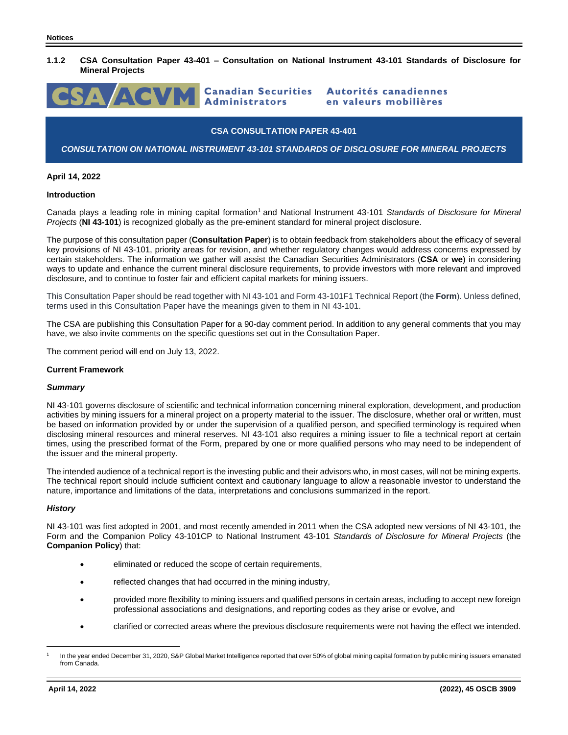### 1.1.2 CSA Consultation Paper 43-401 – Consultation on National Instrument 43-101 Standards of Disclosure for Mineral Projects

**CSA/ACVM** Canadian Securities Administrators / Autorités canadiennes en valeurs mobilières

**CSA CONSULTATION PAPER 43-401**

***CONSULTATION ON NATIONAL INSTRUMENT 43-101 STANDARDS OF DISCLOSURE FOR MINERAL PROJECTS***

**April 14, 2022**

**Introduction**

Canada plays a leading role in mining capital formation[1] and National Instrument 43-101 *Standards of Disclosure for Mineral Projects* (**NI 43-101**) is recognized globally as the pre-eminent standard for mineral project disclosure.

The purpose of this consultation paper (**Consultation Paper**) is to obtain feedback from stakeholders about the efficacy of several key provisions of NI 43-101, priority areas for revision, and whether regulatory changes would address concerns expressed by certain stakeholders. The information we gather will assist the Canadian Securities Administrators (**CSA** or **we**) in considering ways to update and enhance the current mineral disclosure requirements, to provide investors with more relevant and improved disclosure, and to continue to foster fair and efficient capital markets for mining issuers.

This Consultation Paper should be read together with NI 43-101 and Form 43-101F1 Technical Report (the **Form**). Unless defined, terms used in this Consultation Paper have the meanings given to them in NI 43-101.

The CSA are publishing this Consultation Paper for a 90-day comment period. In addition to any general comments that you may have, we also invite comments on the specific questions set out in the Consultation Paper.

The comment period will end on July 13, 2022.

**Current Framework**

***Summary***

NI 43-101 governs disclosure of scientific and technical information concerning mineral exploration, development, and production activities by mining issuers for a mineral project on a property material to the issuer. The disclosure, whether oral or written, must be based on information provided by or under the supervision of a qualified person, and specified terminology is required when disclosing mineral resources and mineral reserves. NI 43-101 also requires a mining issuer to file a technical report at certain times, using the prescribed format of the Form, prepared by one or more qualified persons who may need to be independent of the issuer and the mineral property.

The intended audience of a technical report is the investing public and their advisors who, in most cases, will not be mining experts. The technical report should include sufficient context and cautionary language to allow a reasonable investor to understand the nature, importance and limitations of the data, interpretations and conclusions summarized in the report.

***History***

NI 43-101 was first adopted in 2001, and most recently amended in 2011 when the CSA adopted new versions of NI 43-101, the Form and the Companion Policy 43-101CP to National Instrument 43-101 *Standards of Disclosure for Mineral Projects* (the **Companion Policy**) that:

- eliminated or reduced the scope of certain requirements,
- reflected changes that had occurred in the mining industry,
- provided more flexibility to mining issuers and qualified persons in certain areas, including to accept new foreign professional associations and designations, and reporting codes as they arise or evolve, and
- clarified or corrected areas where the previous disclosure requirements were not having the effect we intended.

[1] In the year ended December 31, 2020, S&P Global Market Intelligence reported that over 50% of global mining capital formation by public mining issuers emanated from Canada.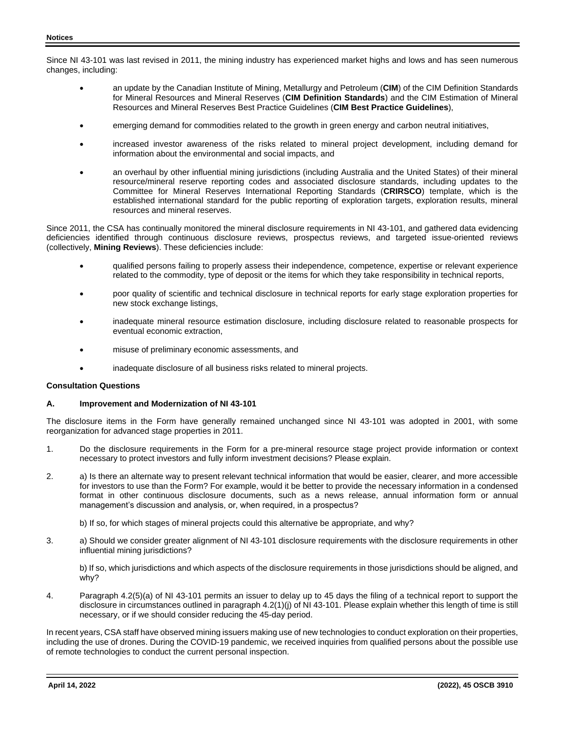Since NI 43-101 was last revised in 2011, the mining industry has experienced market highs and lows and has seen numerous changes, including:

- an update by the Canadian Institute of Mining, Metallurgy and Petroleum (**CIM**) of the CIM Definition Standards for Mineral Resources and Mineral Reserves (**CIM Definition Standards**) and the CIM Estimation of Mineral Resources and Mineral Reserves Best Practice Guidelines (**CIM Best Practice Guidelines**),
- emerging demand for commodities related to the growth in green energy and carbon neutral initiatives,
- increased investor awareness of the risks related to mineral project development, including demand for information about the environmental and social impacts, and
- an overhaul by other influential mining jurisdictions (including Australia and the United States) of their mineral resource/mineral reserve reporting codes and associated disclosure standards, including updates to the Committee for Mineral Reserves International Reporting Standards (**CRIRSCO**) template, which is the established international standard for the public reporting of exploration targets, exploration results, mineral resources and mineral reserves.

Since 2011, the CSA has continually monitored the mineral disclosure requirements in NI 43-101, and gathered data evidencing deficiencies identified through continuous disclosure reviews, prospectus reviews, and targeted issue-oriented reviews (collectively, **Mining Reviews**). These deficiencies include:

- qualified persons failing to properly assess their independence, competence, expertise or relevant experience related to the commodity, type of deposit or the items for which they take responsibility in technical reports,
- poor quality of scientific and technical disclosure in technical reports for early stage exploration properties for new stock exchange listings,
- inadequate mineral resource estimation disclosure, including disclosure related to reasonable prospects for eventual economic extraction,
- misuse of preliminary economic assessments, and
- inadequate disclosure of all business risks related to mineral projects.

**Consultation Questions**

**A. Improvement and Modernization of NI 43-101**

The disclosure items in the Form have generally remained unchanged since NI 43-101 was adopted in 2001, with some reorganization for advanced stage properties in 2011.

1. Do the disclosure requirements in the Form for a pre-mineral resource stage project provide information or context necessary to protect investors and fully inform investment decisions? Please explain.

2. a) Is there an alternate way to present relevant technical information that would be easier, clearer, and more accessible for investors to use than the Form? For example, would it be better to provide the necessary information in a condensed format in other continuous disclosure documents, such as a news release, annual information form or annual management's discussion and analysis, or, when required, in a prospectus?

   b) If so, for which stages of mineral projects could this alternative be appropriate, and why?

3. a) Should we consider greater alignment of NI 43-101 disclosure requirements with the disclosure requirements in other influential mining jurisdictions?

   b) If so, which jurisdictions and which aspects of the disclosure requirements in those jurisdictions should be aligned, and why?

4. Paragraph 4.2(5)(a) of NI 43-101 permits an issuer to delay up to 45 days the filing of a technical report to support the disclosure in circumstances outlined in paragraph 4.2(1)(j) of NI 43-101. Please explain whether this length of time is still necessary, or if we should consider reducing the 45-day period.

In recent years, CSA staff have observed mining issuers making use of new technologies to conduct exploration on their properties, including the use of drones. During the COVID-19 pandemic, we received inquiries from qualified persons about the possible use of remote technologies to conduct the current personal inspection.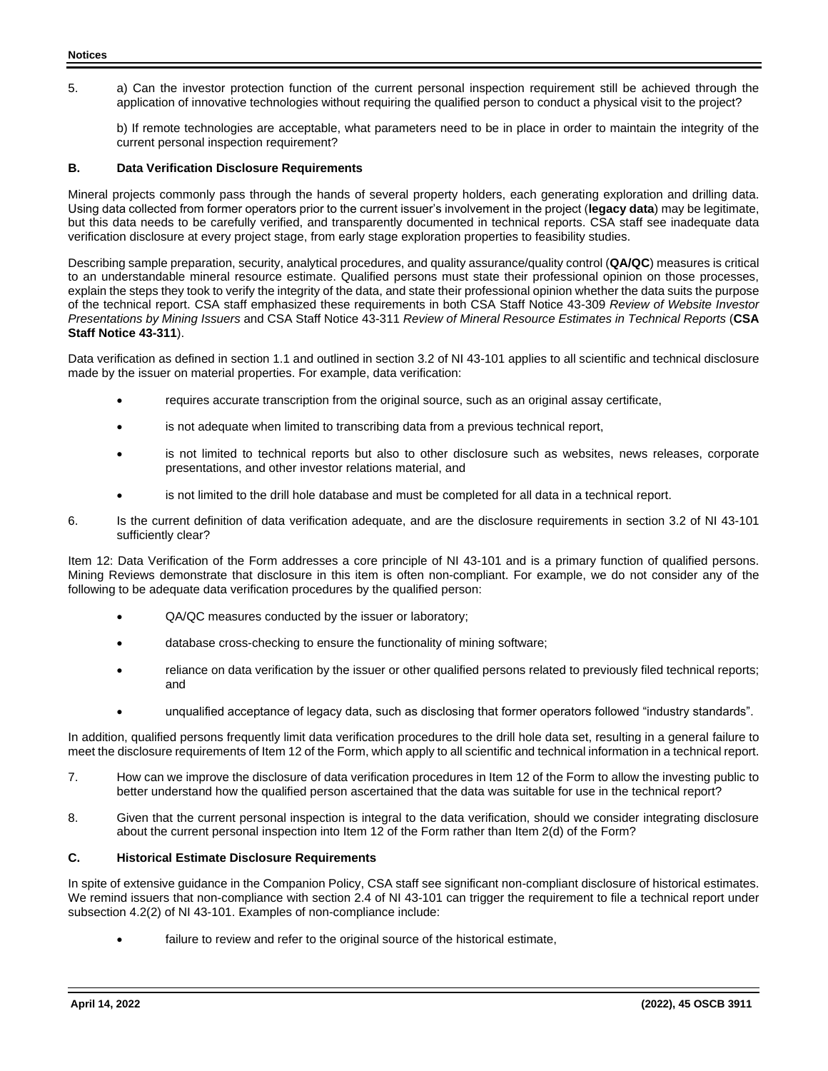5. a) Can the investor protection function of the current personal inspection requirement still be achieved through the application of innovative technologies without requiring the qualified person to conduct a physical visit to the project?

   b) If remote technologies are acceptable, what parameters need to be in place in order to maintain the integrity of the current personal inspection requirement?

### B. Data Verification Disclosure Requirements

Mineral projects commonly pass through the hands of several property holders, each generating exploration and drilling data. Using data collected from former operators prior to the current issuer's involvement in the project (**legacy data**) may be legitimate, but this data needs to be carefully verified, and transparently documented in technical reports. CSA staff see inadequate data verification disclosure at every project stage, from early stage exploration properties to feasibility studies.

Describing sample preparation, security, analytical procedures, and quality assurance/quality control (**QA/QC**) measures is critical to an understandable mineral resource estimate. Qualified persons must state their professional opinion on those processes, explain the steps they took to verify the integrity of the data, and state their professional opinion whether the data suits the purpose of the technical report. CSA staff emphasized these requirements in both CSA Staff Notice 43-309 *Review of Website Investor Presentations by Mining Issuers* and CSA Staff Notice 43-311 *Review of Mineral Resource Estimates in Technical Reports* (**CSA Staff Notice 43-311**).

Data verification as defined in section 1.1 and outlined in section 3.2 of NI 43-101 applies to all scientific and technical disclosure made by the issuer on material properties. For example, data verification:

- requires accurate transcription from the original source, such as an original assay certificate,
- is not adequate when limited to transcribing data from a previous technical report,
- is not limited to technical reports but also to other disclosure such as websites, news releases, corporate presentations, and other investor relations material, and
- is not limited to the drill hole database and must be completed for all data in a technical report.

6. Is the current definition of data verification adequate, and are the disclosure requirements in section 3.2 of NI 43-101 sufficiently clear?

Item 12: Data Verification of the Form addresses a core principle of NI 43-101 and is a primary function of qualified persons. Mining Reviews demonstrate that disclosure in this item is often non-compliant. For example, we do not consider any of the following to be adequate data verification procedures by the qualified person:

- QA/QC measures conducted by the issuer or laboratory;
- database cross-checking to ensure the functionality of mining software;
- reliance on data verification by the issuer or other qualified persons related to previously filed technical reports; and
- unqualified acceptance of legacy data, such as disclosing that former operators followed "industry standards".

In addition, qualified persons frequently limit data verification procedures to the drill hole data set, resulting in a general failure to meet the disclosure requirements of Item 12 of the Form, which apply to all scientific and technical information in a technical report.

7. How can we improve the disclosure of data verification procedures in Item 12 of the Form to allow the investing public to better understand how the qualified person ascertained that the data was suitable for use in the technical report?

8. Given that the current personal inspection is integral to the data verification, should we consider integrating disclosure about the current personal inspection into Item 12 of the Form rather than Item 2(d) of the Form?

### C. Historical Estimate Disclosure Requirements

In spite of extensive guidance in the Companion Policy, CSA staff see significant non-compliant disclosure of historical estimates. We remind issuers that non-compliance with section 2.4 of NI 43-101 can trigger the requirement to file a technical report under subsection 4.2(2) of NI 43-101. Examples of non-compliance include:

- failure to review and refer to the original source of the historical estimate,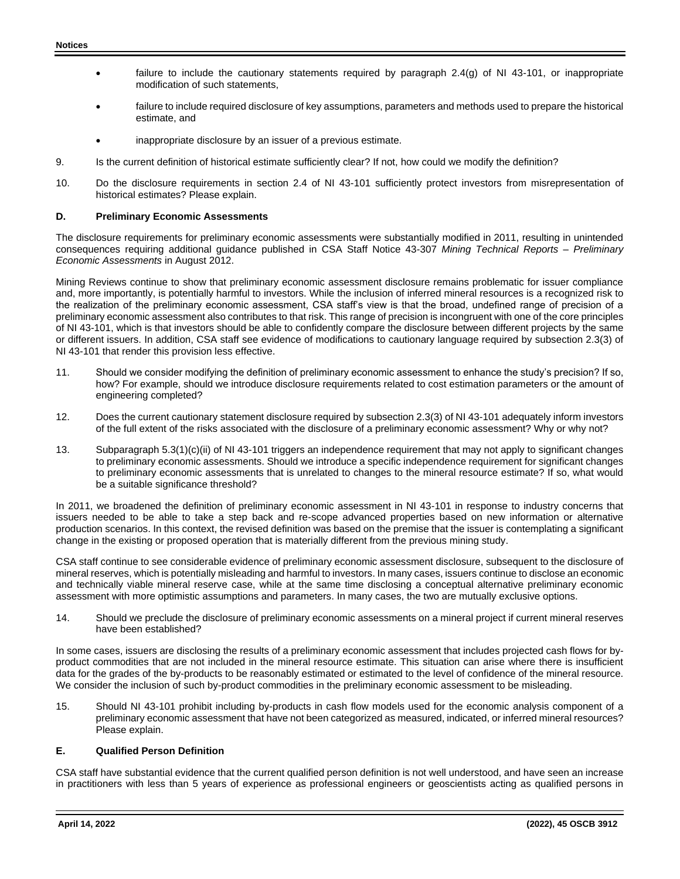- failure to include the cautionary statements required by paragraph 2.4(g) of NI 43-101, or inappropriate modification of such statements,
- failure to include required disclosure of key assumptions, parameters and methods used to prepare the historical estimate, and
- inappropriate disclosure by an issuer of a previous estimate.

9. Is the current definition of historical estimate sufficiently clear? If not, how could we modify the definition?

10. Do the disclosure requirements in section 2.4 of NI 43-101 sufficiently protect investors from misrepresentation of historical estimates? Please explain.

### D. Preliminary Economic Assessments

The disclosure requirements for preliminary economic assessments were substantially modified in 2011, resulting in unintended consequences requiring additional guidance published in CSA Staff Notice 43-307 *Mining Technical Reports – Preliminary Economic Assessments* in August 2012.

Mining Reviews continue to show that preliminary economic assessment disclosure remains problematic for issuer compliance and, more importantly, is potentially harmful to investors. While the inclusion of inferred mineral resources is a recognized risk to the realization of the preliminary economic assessment, CSA staff's view is that the broad, undefined range of precision of a preliminary economic assessment also contributes to that risk. This range of precision is incongruent with one of the core principles of NI 43-101, which is that investors should be able to confidently compare the disclosure between different projects by the same or different issuers. In addition, CSA staff see evidence of modifications to cautionary language required by subsection 2.3(3) of NI 43-101 that render this provision less effective.

11. Should we consider modifying the definition of preliminary economic assessment to enhance the study's precision? If so, how? For example, should we introduce disclosure requirements related to cost estimation parameters or the amount of engineering completed?

12. Does the current cautionary statement disclosure required by subsection 2.3(3) of NI 43-101 adequately inform investors of the full extent of the risks associated with the disclosure of a preliminary economic assessment? Why or why not?

13. Subparagraph 5.3(1)(c)(ii) of NI 43-101 triggers an independence requirement that may not apply to significant changes to preliminary economic assessments. Should we introduce a specific independence requirement for significant changes to preliminary economic assessments that is unrelated to changes to the mineral resource estimate? If so, what would be a suitable significance threshold?

In 2011, we broadened the definition of preliminary economic assessment in NI 43-101 in response to industry concerns that issuers needed to be able to take a step back and re-scope advanced properties based on new information or alternative production scenarios. In this context, the revised definition was based on the premise that the issuer is contemplating a significant change in the existing or proposed operation that is materially different from the previous mining study.

CSA staff continue to see considerable evidence of preliminary economic assessment disclosure, subsequent to the disclosure of mineral reserves, which is potentially misleading and harmful to investors. In many cases, issuers continue to disclose an economic and technically viable mineral reserve case, while at the same time disclosing a conceptual alternative preliminary economic assessment with more optimistic assumptions and parameters. In many cases, the two are mutually exclusive options.

14. Should we preclude the disclosure of preliminary economic assessments on a mineral project if current mineral reserves have been established?

In some cases, issuers are disclosing the results of a preliminary economic assessment that includes projected cash flows for by-product commodities that are not included in the mineral resource estimate. This situation can arise where there is insufficient data for the grades of the by-products to be reasonably estimated or estimated to the level of confidence of the mineral resource. We consider the inclusion of such by-product commodities in the preliminary economic assessment to be misleading.

15. Should NI 43-101 prohibit including by-products in cash flow models used for the economic analysis component of a preliminary economic assessment that have not been categorized as measured, indicated, or inferred mineral resources? Please explain.

### E. Qualified Person Definition

CSA staff have substantial evidence that the current qualified person definition is not well understood, and have seen an increase in practitioners with less than 5 years of experience as professional engineers or geoscientists acting as qualified persons in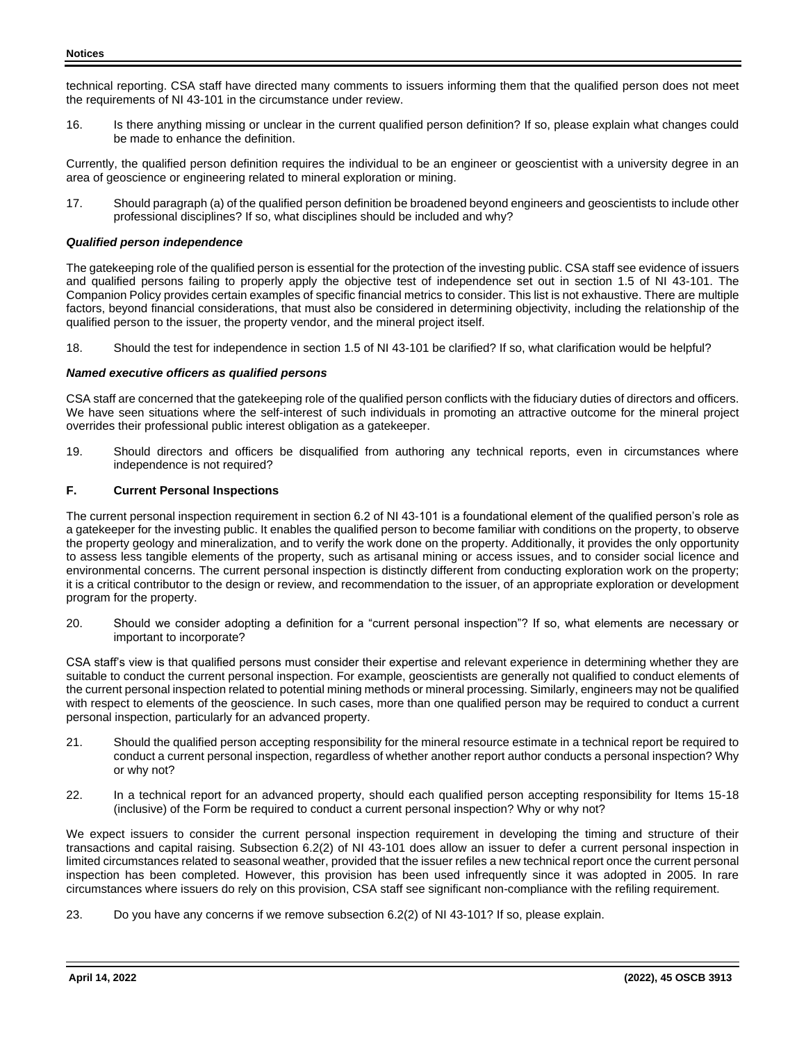technical reporting. CSA staff have directed many comments to issuers informing them that the qualified person does not meet the requirements of NI 43-101 in the circumstance under review.

16. Is there anything missing or unclear in the current qualified person definition? If so, please explain what changes could be made to enhance the definition.

Currently, the qualified person definition requires the individual to be an engineer or geoscientist with a university degree in an area of geoscience or engineering related to mineral exploration or mining.

17. Should paragraph (a) of the qualified person definition be broadened beyond engineers and geoscientists to include other professional disciplines? If so, what disciplines should be included and why?

#### *Qualified person independence*

The gatekeeping role of the qualified person is essential for the protection of the investing public. CSA staff see evidence of issuers and qualified persons failing to properly apply the objective test of independence set out in section 1.5 of NI 43-101. The Companion Policy provides certain examples of specific financial metrics to consider. This list is not exhaustive. There are multiple factors, beyond financial considerations, that must also be considered in determining objectivity, including the relationship of the qualified person to the issuer, the property vendor, and the mineral project itself.

18. Should the test for independence in section 1.5 of NI 43-101 be clarified? If so, what clarification would be helpful?

#### *Named executive officers as qualified persons*

CSA staff are concerned that the gatekeeping role of the qualified person conflicts with the fiduciary duties of directors and officers. We have seen situations where the self-interest of such individuals in promoting an attractive outcome for the mineral project overrides their professional public interest obligation as a gatekeeper.

19. Should directors and officers be disqualified from authoring any technical reports, even in circumstances where independence is not required?

### F. Current Personal Inspections

The current personal inspection requirement in section 6.2 of NI 43-101 is a foundational element of the qualified person's role as a gatekeeper for the investing public. It enables the qualified person to become familiar with conditions on the property, to observe the property geology and mineralization, and to verify the work done on the property. Additionally, it provides the only opportunity to assess less tangible elements of the property, such as artisanal mining or access issues, and to consider social licence and environmental concerns. The current personal inspection is distinctly different from conducting exploration work on the property; it is a critical contributor to the design or review, and recommendation to the issuer, of an appropriate exploration or development program for the property.

20. Should we consider adopting a definition for a "current personal inspection"? If so, what elements are necessary or important to incorporate?

CSA staff's view is that qualified persons must consider their expertise and relevant experience in determining whether they are suitable to conduct the current personal inspection. For example, geoscientists are generally not qualified to conduct elements of the current personal inspection related to potential mining methods or mineral processing. Similarly, engineers may not be qualified with respect to elements of the geoscience. In such cases, more than one qualified person may be required to conduct a current personal inspection, particularly for an advanced property.

21. Should the qualified person accepting responsibility for the mineral resource estimate in a technical report be required to conduct a current personal inspection, regardless of whether another report author conducts a personal inspection? Why or why not?

22. In a technical report for an advanced property, should each qualified person accepting responsibility for Items 15-18 (inclusive) of the Form be required to conduct a current personal inspection? Why or why not?

We expect issuers to consider the current personal inspection requirement in developing the timing and structure of their transactions and capital raising. Subsection 6.2(2) of NI 43-101 does allow an issuer to defer a current personal inspection in limited circumstances related to seasonal weather, provided that the issuer refiles a new technical report once the current personal inspection has been completed. However, this provision has been used infrequently since it was adopted in 2005. In rare circumstances where issuers do rely on this provision, CSA staff see significant non-compliance with the refiling requirement.

23. Do you have any concerns if we remove subsection 6.2(2) of NI 43-101? If so, please explain.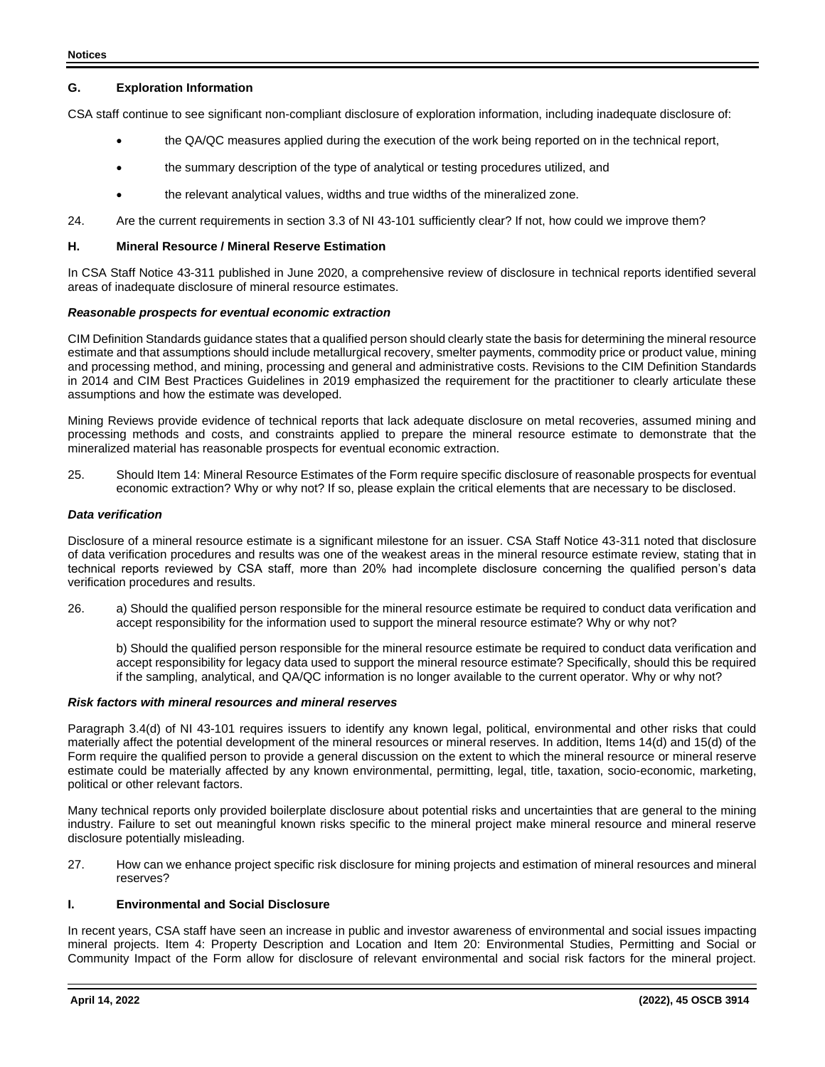## G. Exploration Information

CSA staff continue to see significant non-compliant disclosure of exploration information, including inadequate disclosure of:

- the QA/QC measures applied during the execution of the work being reported on in the technical report,
- the summary description of the type of analytical or testing procedures utilized, and
- the relevant analytical values, widths and true widths of the mineralized zone.

24. Are the current requirements in section 3.3 of NI 43-101 sufficiently clear? If not, how could we improve them?

## H. Mineral Resource / Mineral Reserve Estimation

In CSA Staff Notice 43-311 published in June 2020, a comprehensive review of disclosure in technical reports identified several areas of inadequate disclosure of mineral resource estimates.

### *Reasonable prospects for eventual economic extraction*

CIM Definition Standards guidance states that a qualified person should clearly state the basis for determining the mineral resource estimate and that assumptions should include metallurgical recovery, smelter payments, commodity price or product value, mining and processing method, and mining, processing and general and administrative costs. Revisions to the CIM Definition Standards in 2014 and CIM Best Practices Guidelines in 2019 emphasized the requirement for the practitioner to clearly articulate these assumptions and how the estimate was developed.

Mining Reviews provide evidence of technical reports that lack adequate disclosure on metal recoveries, assumed mining and processing methods and costs, and constraints applied to prepare the mineral resource estimate to demonstrate that the mineralized material has reasonable prospects for eventual economic extraction.

25. Should Item 14: Mineral Resource Estimates of the Form require specific disclosure of reasonable prospects for eventual economic extraction? Why or why not? If so, please explain the critical elements that are necessary to be disclosed.

### *Data verification*

Disclosure of a mineral resource estimate is a significant milestone for an issuer. CSA Staff Notice 43-311 noted that disclosure of data verification procedures and results was one of the weakest areas in the mineral resource estimate review, stating that in technical reports reviewed by CSA staff, more than 20% had incomplete disclosure concerning the qualified person's data verification procedures and results.

26. a) Should the qualified person responsible for the mineral resource estimate be required to conduct data verification and accept responsibility for the information used to support the mineral resource estimate? Why or why not?

    b) Should the qualified person responsible for the mineral resource estimate be required to conduct data verification and accept responsibility for legacy data used to support the mineral resource estimate? Specifically, should this be required if the sampling, analytical, and QA/QC information is no longer available to the current operator. Why or why not?

### *Risk factors with mineral resources and mineral reserves*

Paragraph 3.4(d) of NI 43-101 requires issuers to identify any known legal, political, environmental and other risks that could materially affect the potential development of the mineral resources or mineral reserves. In addition, Items 14(d) and 15(d) of the Form require the qualified person to provide a general discussion on the extent to which the mineral resource or mineral reserve estimate could be materially affected by any known environmental, permitting, legal, title, taxation, socio-economic, marketing, political or other relevant factors.

Many technical reports only provided boilerplate disclosure about potential risks and uncertainties that are general to the mining industry. Failure to set out meaningful known risks specific to the mineral project make mineral resource and mineral reserve disclosure potentially misleading.

27. How can we enhance project specific risk disclosure for mining projects and estimation of mineral resources and mineral reserves?

## I. Environmental and Social Disclosure

In recent years, CSA staff have seen an increase in public and investor awareness of environmental and social issues impacting mineral projects. Item 4: Property Description and Location and Item 20: Environmental Studies, Permitting and Social or Community Impact of the Form allow for disclosure of relevant environmental and social risk factors for the mineral project.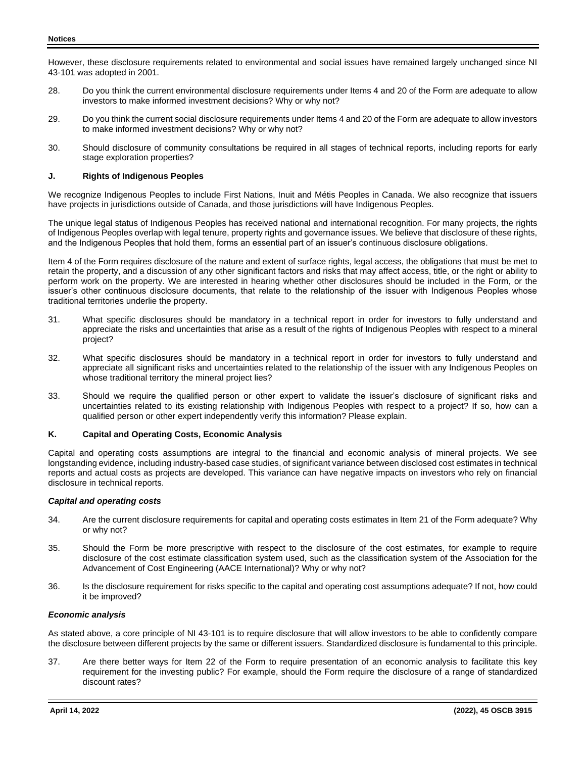However, these disclosure requirements related to environmental and social issues have remained largely unchanged since NI 43-101 was adopted in 2001.

28. Do you think the current environmental disclosure requirements under Items 4 and 20 of the Form are adequate to allow investors to make informed investment decisions? Why or why not?

29. Do you think the current social disclosure requirements under Items 4 and 20 of the Form are adequate to allow investors to make informed investment decisions? Why or why not?

30. Should disclosure of community consultations be required in all stages of technical reports, including reports for early stage exploration properties?

### J. Rights of Indigenous Peoples

We recognize Indigenous Peoples to include First Nations, Inuit and Métis Peoples in Canada. We also recognize that issuers have projects in jurisdictions outside of Canada, and those jurisdictions will have Indigenous Peoples.

The unique legal status of Indigenous Peoples has received national and international recognition. For many projects, the rights of Indigenous Peoples overlap with legal tenure, property rights and governance issues. We believe that disclosure of these rights, and the Indigenous Peoples that hold them, forms an essential part of an issuer's continuous disclosure obligations.

Item 4 of the Form requires disclosure of the nature and extent of surface rights, legal access, the obligations that must be met to retain the property, and a discussion of any other significant factors and risks that may affect access, title, or the right or ability to perform work on the property. We are interested in hearing whether other disclosures should be included in the Form, or the issuer's other continuous disclosure documents, that relate to the relationship of the issuer with Indigenous Peoples whose traditional territories underlie the property.

31. What specific disclosures should be mandatory in a technical report in order for investors to fully understand and appreciate the risks and uncertainties that arise as a result of the rights of Indigenous Peoples with respect to a mineral project?

32. What specific disclosures should be mandatory in a technical report in order for investors to fully understand and appreciate all significant risks and uncertainties related to the relationship of the issuer with any Indigenous Peoples on whose traditional territory the mineral project lies?

33. Should we require the qualified person or other expert to validate the issuer's disclosure of significant risks and uncertainties related to its existing relationship with Indigenous Peoples with respect to a project? If so, how can a qualified person or other expert independently verify this information? Please explain.

### K. Capital and Operating Costs, Economic Analysis

Capital and operating costs assumptions are integral to the financial and economic analysis of mineral projects. We see longstanding evidence, including industry-based case studies, of significant variance between disclosed cost estimates in technical reports and actual costs as projects are developed. This variance can have negative impacts on investors who rely on financial disclosure in technical reports.

#### *Capital and operating costs*

34. Are the current disclosure requirements for capital and operating costs estimates in Item 21 of the Form adequate? Why or why not?

35. Should the Form be more prescriptive with respect to the disclosure of the cost estimates, for example to require disclosure of the cost estimate classification system used, such as the classification system of the Association for the Advancement of Cost Engineering (AACE International)? Why or why not?

36. Is the disclosure requirement for risks specific to the capital and operating cost assumptions adequate? If not, how could it be improved?

#### *Economic analysis*

As stated above, a core principle of NI 43-101 is to require disclosure that will allow investors to be able to confidently compare the disclosure between different projects by the same or different issuers. Standardized disclosure is fundamental to this principle.

37. Are there better ways for Item 22 of the Form to require presentation of an economic analysis to facilitate this key requirement for the investing public? For example, should the Form require the disclosure of a range of standardized discount rates?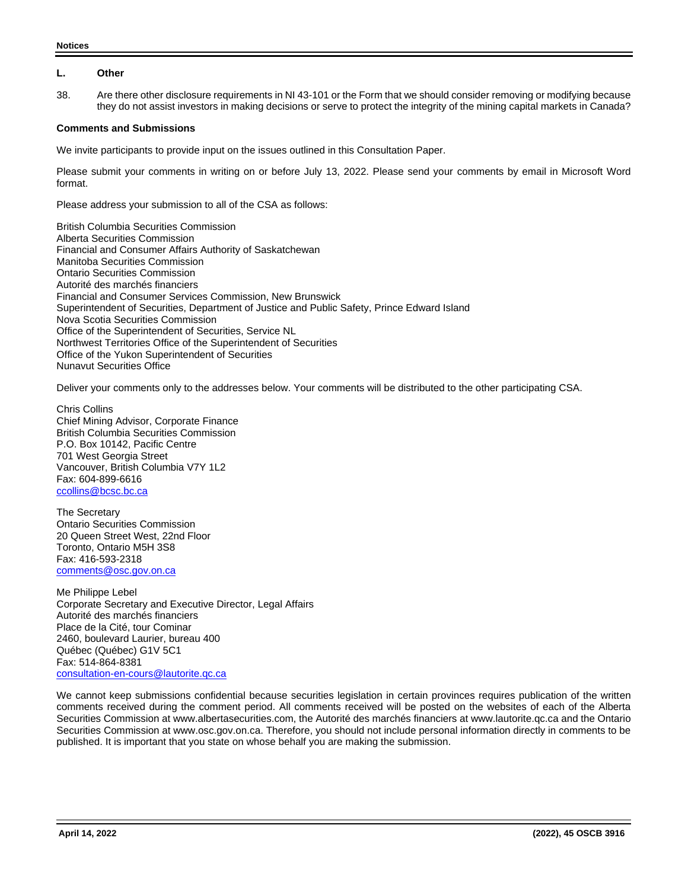### L. Other

38. Are there other disclosure requirements in NI 43-101 or the Form that we should consider removing or modifying because they do not assist investors in making decisions or serve to protect the integrity of the mining capital markets in Canada?

## Comments and Submissions

We invite participants to provide input on the issues outlined in this Consultation Paper.

Please submit your comments in writing on or before July 13, 2022. Please send your comments by email in Microsoft Word format.

Please address your submission to all of the CSA as follows:

British Columbia Securities Commission
Alberta Securities Commission
Financial and Consumer Affairs Authority of Saskatchewan
Manitoba Securities Commission
Ontario Securities Commission
Autorité des marchés financiers
Financial and Consumer Services Commission, New Brunswick
Superintendent of Securities, Department of Justice and Public Safety, Prince Edward Island
Nova Scotia Securities Commission
Office of the Superintendent of Securities, Service NL
Northwest Territories Office of the Superintendent of Securities
Office of the Yukon Superintendent of Securities
Nunavut Securities Office

Deliver your comments only to the addresses below. Your comments will be distributed to the other participating CSA.

Chris Collins
Chief Mining Advisor, Corporate Finance
British Columbia Securities Commission
P.O. Box 10142, Pacific Centre
701 West Georgia Street
Vancouver, British Columbia V7Y 1L2
Fax: 604-899-6616
ccollins@bcsc.bc.ca

The Secretary
Ontario Securities Commission
20 Queen Street West, 22nd Floor
Toronto, Ontario M5H 3S8
Fax: 416-593-2318
comments@osc.gov.on.ca

Me Philippe Lebel
Corporate Secretary and Executive Director, Legal Affairs
Autorité des marchés financiers
Place de la Cité, tour Cominar
2460, boulevard Laurier, bureau 400
Québec (Québec) G1V 5C1
Fax: 514-864-8381
consultation-en-cours@lautorite.qc.ca

We cannot keep submissions confidential because securities legislation in certain provinces requires publication of the written comments received during the comment period. All comments received will be posted on the websites of each of the Alberta Securities Commission at www.albertasecurities.com, the Autorité des marchés financiers at www.lautorite.qc.ca and the Ontario Securities Commission at www.osc.gov.on.ca. Therefore, you should not include personal information directly in comments to be published. It is important that you state on whose behalf you are making the submission.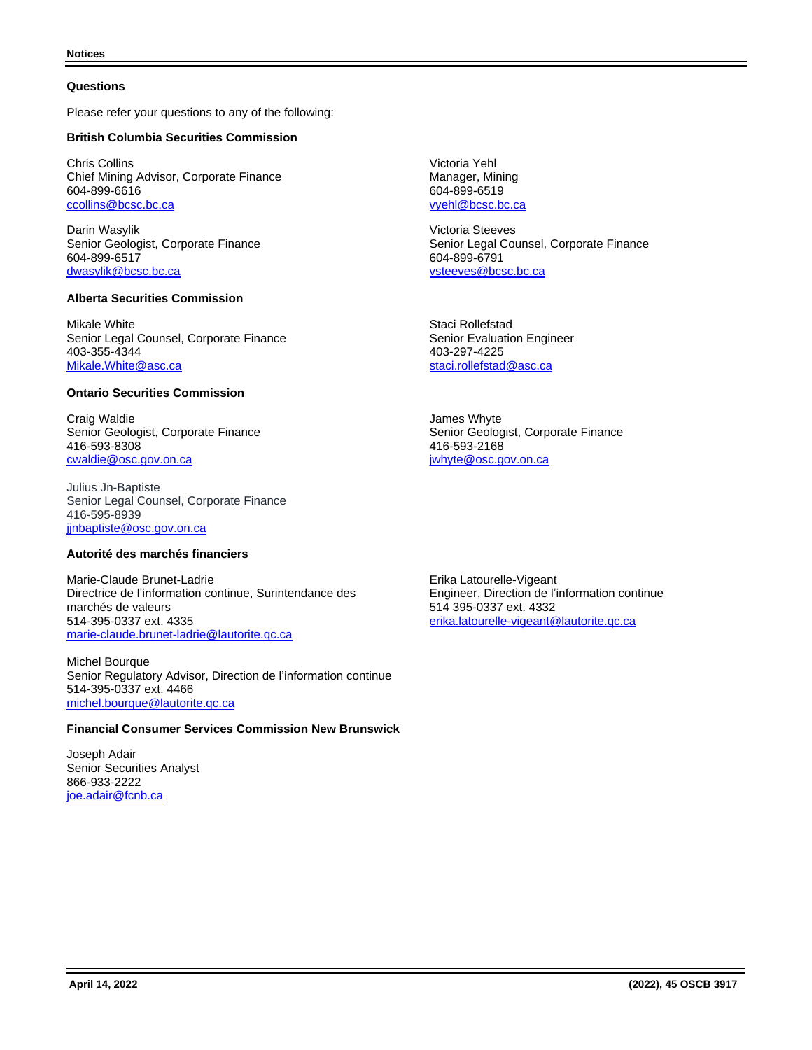### Questions

Please refer your questions to any of the following:

**British Columbia Securities Commission**

Chris Collins
Chief Mining Advisor, Corporate Finance
604-899-6616
ccollins@bcsc.bc.ca

Victoria Yehl
Manager, Mining
604-899-6519
vyehl@bcsc.bc.ca

Darin Wasylik
Senior Geologist, Corporate Finance
604-899-6517
dwasylik@bcsc.bc.ca

Victoria Steeves
Senior Legal Counsel, Corporate Finance
604-899-6791
vsteeves@bcsc.bc.ca

**Alberta Securities Commission**

Mikale White
Senior Legal Counsel, Corporate Finance
403-355-4344
Mikale.White@asc.ca

Staci Rollefstad
Senior Evaluation Engineer
403-297-4225
staci.rollefstad@asc.ca

**Ontario Securities Commission**

Craig Waldie
Senior Geologist, Corporate Finance
416-593-8308
cwaldie@osc.gov.on.ca

James Whyte
Senior Geologist, Corporate Finance
416-593-2168
jwhyte@osc.gov.on.ca

Julius Jn-Baptiste
Senior Legal Counsel, Corporate Finance
416-595-8939
jjnbaptiste@osc.gov.on.ca

**Autorité des marchés financiers**

Marie-Claude Brunet-Ladrie
Directrice de l'information continue, Surintendance des marchés de valeurs
514-395-0337 ext. 4335
marie-claude.brunet-ladrie@lautorite.qc.ca

Erika Latourelle-Vigeant
Engineer, Direction de l'information continue
514 395-0337 ext. 4332
erika.latourelle-vigeant@lautorite.qc.ca

Michel Bourque
Senior Regulatory Advisor, Direction de l'information continue
514-395-0337 ext. 4466
michel.bourque@lautorite.qc.ca

**Financial Consumer Services Commission New Brunswick**

Joseph Adair
Senior Securities Analyst
866-933-2222
joe.adair@fcnb.ca